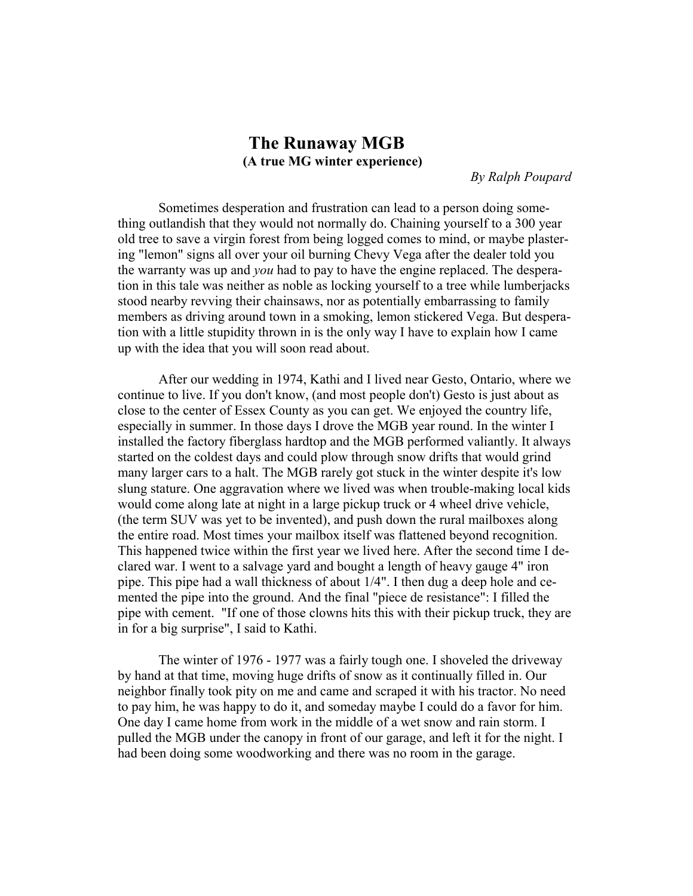# The Runaway MGB

**(A true MG winter experience)**

*By Ralph Poupard*

Sometimes desperation and frustration can lead to a person doing something outlandish that they would not normally do. Chaining yourself to a 300 year old tree to save a virgin forest from being logged comes to mind, or maybe plastering "lemon" signs all over your oil burning Chevy Vega after the dealer told you the warranty was up and *you* had to pay to have the engine replaced. The desperation in this tale was neither as noble as locking yourself to a tree while lumberjacks stood nearby revving their chainsaws, nor as potentially embarrassing to family members as driving around town in a smoking, lemon stickered Vega. But desperation with a little stupidity thrown in is the only way I have to explain how I came up with the idea that you will soon read about.

After our wedding in 1974, Kathi and I lived near Gesto, Ontario, where we continue to live. If you don't know, (and most people don't) Gesto is just about as close to the center of Essex County as you can get. We enjoyed the country life, especially in summer. In those days I drove the MGB year round. In the winter I installed the factory fiberglass hardtop and the MGB performed valiantly. It always started on the coldest days and could plow through snow drifts that would grind many larger cars to a halt. The MGB rarely got stuck in the winter despite it's low slung stature. One aggravation where we lived was when trouble-making local kids would come along late at night in a large pickup truck or 4 wheel drive vehicle, (the term SUV was yet to be invented), and push down the rural mailboxes along the entire road. Most times your mailbox itself was flattened beyond recognition. This happened twice within the first year we lived here. After the second time I declared war. I went to a salvage yard and bought a length of heavy gauge 4" iron pipe. This pipe had a wall thickness of about 1/4". I then dug a deep hole and cemented the pipe into the ground. And the final "piece de resistance": I filled the pipe with cement. "If one of those clowns hits this with their pickup truck, they are in for a big surprise", I said to Kathi.

The winter of 1976 - 1977 was a fairly tough one. I shoveled the driveway by hand at that time, moving huge drifts of snow as it continually filled in. Our neighbor finally took pity on me and came and scraped it with his tractor. No need to pay him, he was happy to do it, and someday maybe I could do a favor for him. One day I came home from work in the middle of a wet snow and rain storm. I pulled the MGB under the canopy in front of our garage, and left it for the night. I had been doing some woodworking and there was no room in the garage.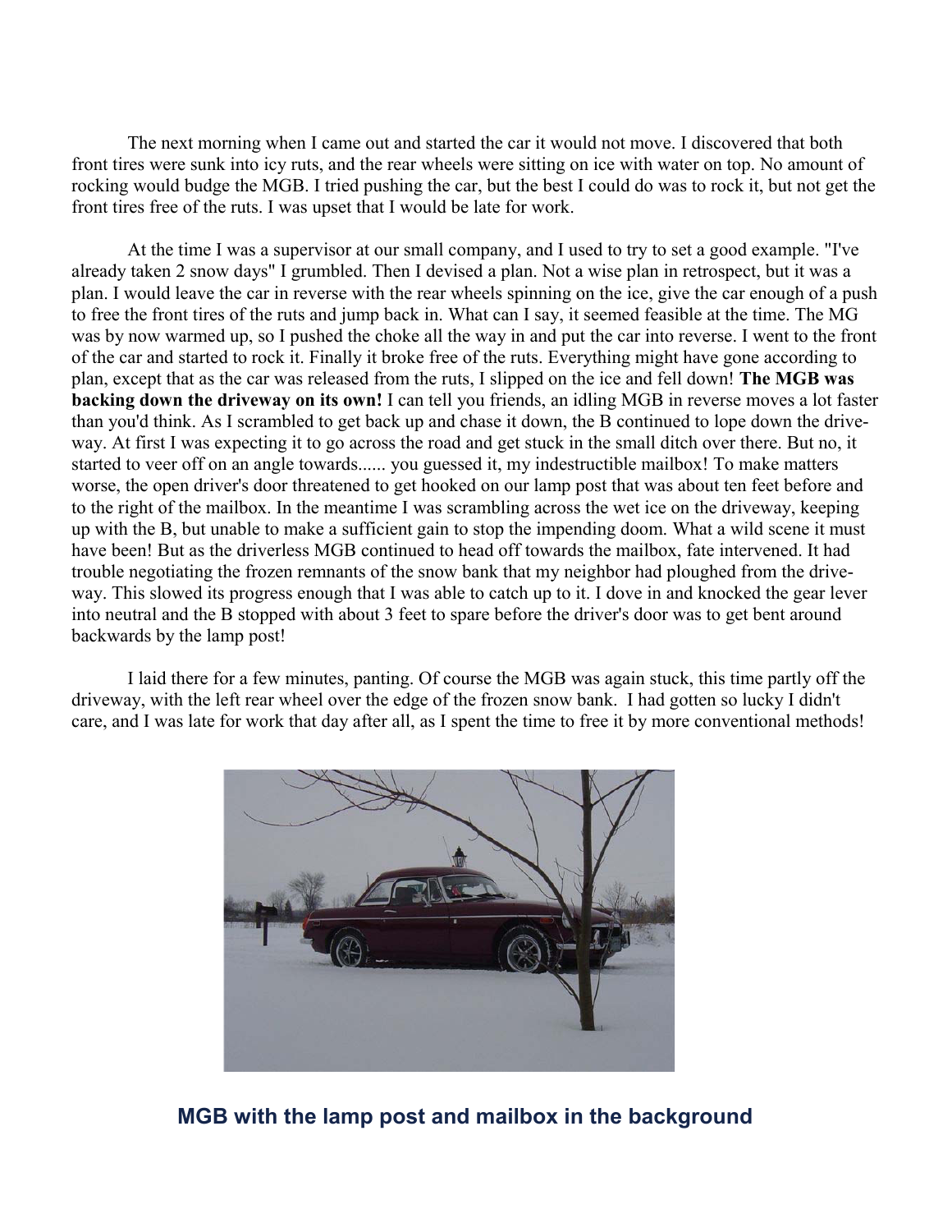The next morning when I came out and started the car it would not move. I discovered that both front tires were sunk into icy ruts, and the rear wheels were sitting on ice with water on top. No amount of rocking would budge the MGB. I tried pushing the car, but the best I could do was to rock it, but not get the front tires free of the ruts. I was upset that I would be late for work.

At the time I was a supervisor at our small company, and I used to try to set a good example. "I've already taken 2 snow days" I grumbled. Then I devised a plan. Not a wise plan in retrospect, but it was a plan. I would leave the car in reverse with the rear wheels spinning on the ice, give the car enough of a push to free the front tires of the ruts and jump back in. What can I say, it seemed feasible at the time. The MG was by now warmed up, so I pushed the choke all the way in and put the car into reverse. I went to the front of the car and started to rock it. Finally it broke free of the ruts. Everything might have gone according to plan, except that as the car was released from the ruts, I slipped on the ice and fell down! **The MGB was backing down the driveway on its own!** I can tell you friends, an idling MGB in reverse moves a lot faster than you'd think. As I scrambled to get back up and chase it down, the B continued to lope down the driveway. At first I was expecting it to go across the road and get stuck in the small ditch over there. But no, it started to veer off on an angle towards...... you guessed it, my indestructible mailbox! To make matters worse, the open driver's door threatened to get hooked on our lamp post that was about ten feet before and to the right of the mailbox. In the meantime I was scrambling across the wet ice on the driveway, keeping up with the B, but unable to make a sufficient gain to stop the impending doom. What a wild scene it must have been! But as the driverless MGB continued to head off towards the mailbox, fate intervened. It had trouble negotiating the frozen remnants of the snow bank that my neighbor had ploughed from the driveway. This slowed its progress enough that I was able to catch up to it. I dove in and knocked the gear lever into neutral and the B stopped with about 3 feet to spare before the driver's door was to get bent around backwards by the lamp post!

I laid there for a few minutes, panting. Of course the MGB was again stuck, this time partly off the driveway, with the left rear wheel over the edge of the frozen snow bank. I had gotten so lucky I didn't care, and I was late for work that day after all, as I spent the time to free it by more conventional methods!

**MGB with the lamp post and mailbox in the background**